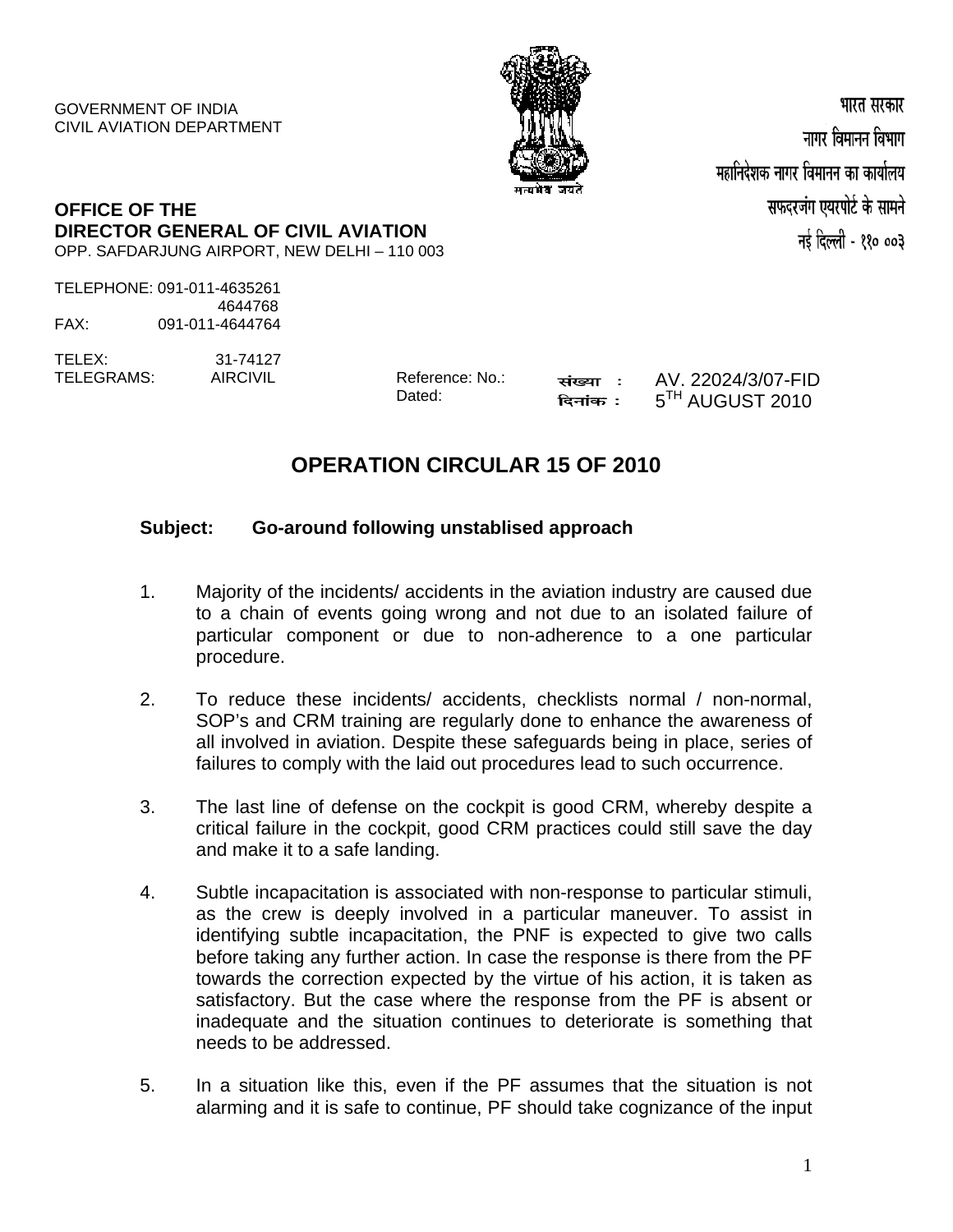GOVERNMENT OF INDIA
CIVIL AVIATION DEPARTMENT

भारत सरकार
नागर विमानन विभाग
महानिदेशक नागर विमानन का कार्यालय
सफदरजंग एयरपोर्ट के सामने
नई दिल्ली - ११० ००३

**OFFICE OF THE**
**DIRECTOR GENERAL OF CIVIL AVIATION**
OPP. SAFDARJUNG AIRPORT, NEW DELHI – 110 003

TELEPHONE: 091-011-4635261
4644768
FAX: 091-011-4644764

TELEX: 31-74127
TELEGRAMS: AIRCIVIL

Reference: No.: संख्या : AV. 22024/3/07-FID
Dated: दिनांक : 5TH AUGUST 2010

# OPERATION CIRCULAR 15 OF 2010

**Subject: Go-around following unstablised approach**

1. Majority of the incidents/ accidents in the aviation industry are caused due to a chain of events going wrong and not due to an isolated failure of particular component or due to non-adherence to a one particular procedure.

2. To reduce these incidents/ accidents, checklists normal / non-normal, SOP's and CRM training are regularly done to enhance the awareness of all involved in aviation. Despite these safeguards being in place, series of failures to comply with the laid out procedures lead to such occurrence.

3. The last line of defense on the cockpit is good CRM, whereby despite a critical failure in the cockpit, good CRM practices could still save the day and make it to a safe landing.

4. Subtle incapacitation is associated with non-response to particular stimuli, as the crew is deeply involved in a particular maneuver. To assist in identifying subtle incapacitation, the PNF is expected to give two calls before taking any further action. In case the response is there from the PF towards the correction expected by the virtue of his action, it is taken as satisfactory. But the case where the response from the PF is absent or inadequate and the situation continues to deteriorate is something that needs to be addressed.

5. In a situation like this, even if the PF assumes that the situation is not alarming and it is safe to continue, PF should take cognizance of the input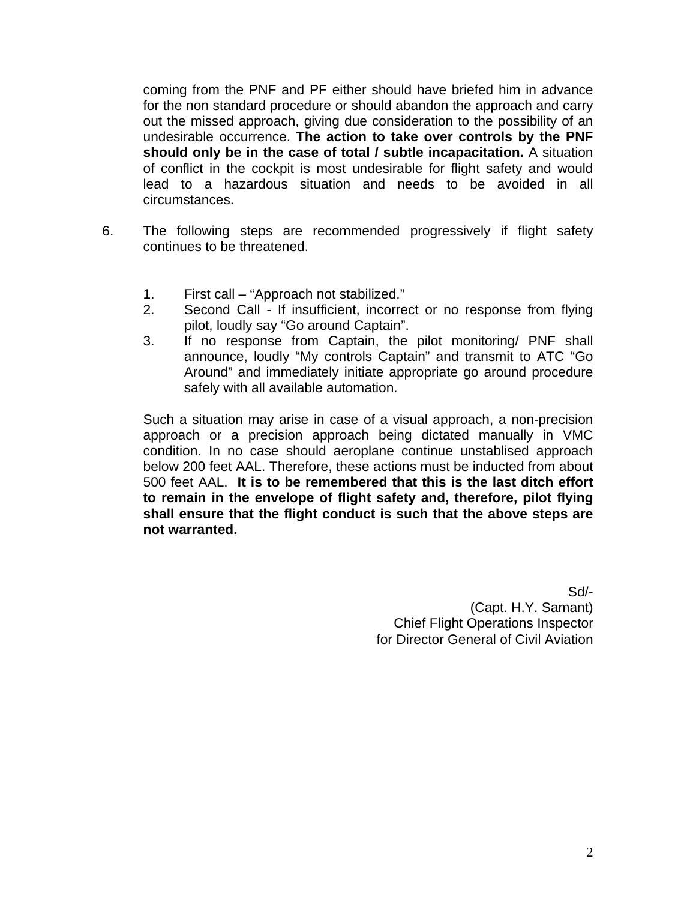coming from the PNF and PF either should have briefed him in advance for the non standard procedure or should abandon the approach and carry out the missed approach, giving due consideration to the possibility of an undesirable occurrence. **The action to take over controls by the PNF should only be in the case of total / subtle incapacitation.** A situation of conflict in the cockpit is most undesirable for flight safety and would lead to a hazardous situation and needs to be avoided in all circumstances.

6. The following steps are recommended progressively if flight safety continues to be threatened.

   1. First call – "Approach not stabilized."
   2. Second Call - If insufficient, incorrect or no response from flying pilot, loudly say "Go around Captain".
   3. If no response from Captain, the pilot monitoring/ PNF shall announce, loudly "My controls Captain" and transmit to ATC "Go Around" and immediately initiate appropriate go around procedure safely with all available automation.

   Such a situation may arise in case of a visual approach, a non-precision approach or a precision approach being dictated manually in VMC condition. In no case should aeroplane continue unstablised approach below 200 feet AAL. Therefore, these actions must be inducted from about 500 feet AAL. **It is to be remembered that this is the last ditch effort to remain in the envelope of flight safety and, therefore, pilot flying shall ensure that the flight conduct is such that the above steps are not warranted.**

Sd/-
(Capt. H.Y. Samant)
Chief Flight Operations Inspector
for Director General of Civil Aviation